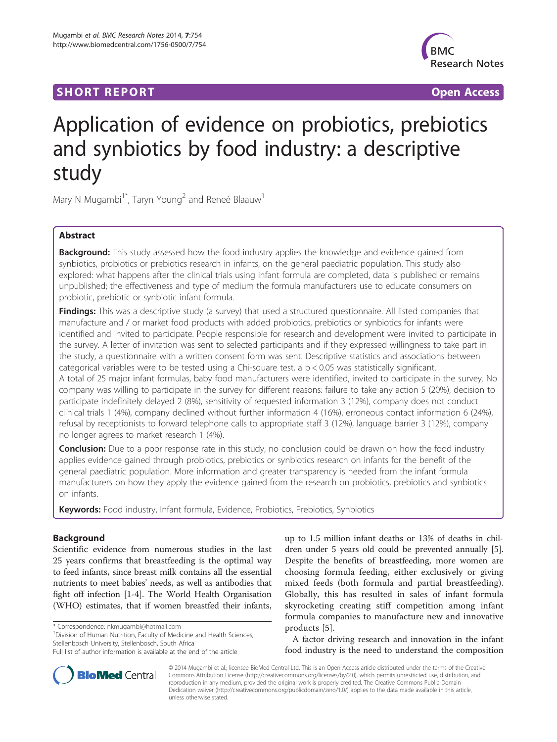SHORT REPORT

Open Access

# Application of evidence on probiotics, prebiotics and synbiotics by food industry: a descriptive study

Mary N Mugambi[1*], Taryn Young[2] and Reneé Blaauw[1]

## Abstract

**Background:** This study assessed how the food industry applies the knowledge and evidence gained from synbiotics, probiotics or prebiotics research in infants, on the general paediatric population. This study also explored: what happens after the clinical trials using infant formula are completed, data is published or remains unpublished; the effectiveness and type of medium the formula manufacturers use to educate consumers on probiotic, prebiotic or synbiotic infant formula.

**Findings:** This was a descriptive study (a survey) that used a structured questionnaire. All listed companies that manufacture and / or market food products with added probiotics, prebiotics or synbiotics for infants were identified and invited to participate. People responsible for research and development were invited to participate in the survey. A letter of invitation was sent to selected participants and if they expressed willingness to take part in the study, a questionnaire with a written consent form was sent. Descriptive statistics and associations between categorical variables were to be tested using a Chi-square test, a $p < 0.05$ was statistically significant.

A total of 25 major infant formulas, baby food manufacturers were identified, invited to participate in the survey. No company was willing to participate in the survey for different reasons: failure to take any action 5 (20%), decision to participate indefinitely delayed 2 (8%), sensitivity of requested information 3 (12%), company does not conduct clinical trials 1 (4%), company declined without further information 4 (16%), erroneous contact information 6 (24%), refusal by receptionists to forward telephone calls to appropriate staff 3 (12%), language barrier 3 (12%), company no longer agrees to market research 1 (4%).

**Conclusion:** Due to a poor response rate in this study, no conclusion could be drawn on how the food industry applies evidence gained through probiotics, prebiotics or synbiotics research on infants for the benefit of the general paediatric population. More information and greater transparency is needed from the infant formula manufacturers on how they apply the evidence gained from the research on probiotics, prebiotics and synbiotics on infants.

**Keywords:** Food industry, Infant formula, Evidence, Probiotics, Prebiotics, Synbiotics

## Background

Scientific evidence from numerous studies in the last 25 years confirms that breastfeeding is the optimal way to feed infants, since breast milk contains all the essential nutrients to meet babies' needs, as well as antibodies that fight off infection [1-4]. The World Health Organisation (WHO) estimates, that if women breastfed their infants, up to 1.5 million infant deaths or 13% of deaths in children under 5 years old could be prevented annually [5]. Despite the benefits of breastfeeding, more women are choosing formula feeding, either exclusively or giving mixed feeds (both formula and partial breastfeeding). Globally, this has resulted in sales of infant formula skyrocketing creating stiff competition among infant formula companies to manufacture new and innovative products [5].

A factor driving research and innovation in the infant food industry is the need to understand the composition

\* Correspondence: nkmugambi@hotmail.com
[1]Division of Human Nutrition, Faculty of Medicine and Health Sciences, Stellenbosch University, Stellenbosch, South Africa
Full list of author information is available at the end of the article

© 2014 Mugambi et al.; licensee BioMed Central Ltd. This is an Open Access article distributed under the terms of the Creative Commons Attribution License (http://creativecommons.org/licenses/by/2.0), which permits unrestricted use, distribution, and reproduction in any medium, provided the original work is properly credited. The Creative Commons Public Domain Dedication waiver (http://creativecommons.org/publicdomain/zero/1.0/) applies to the data made available in this article, unless otherwise stated.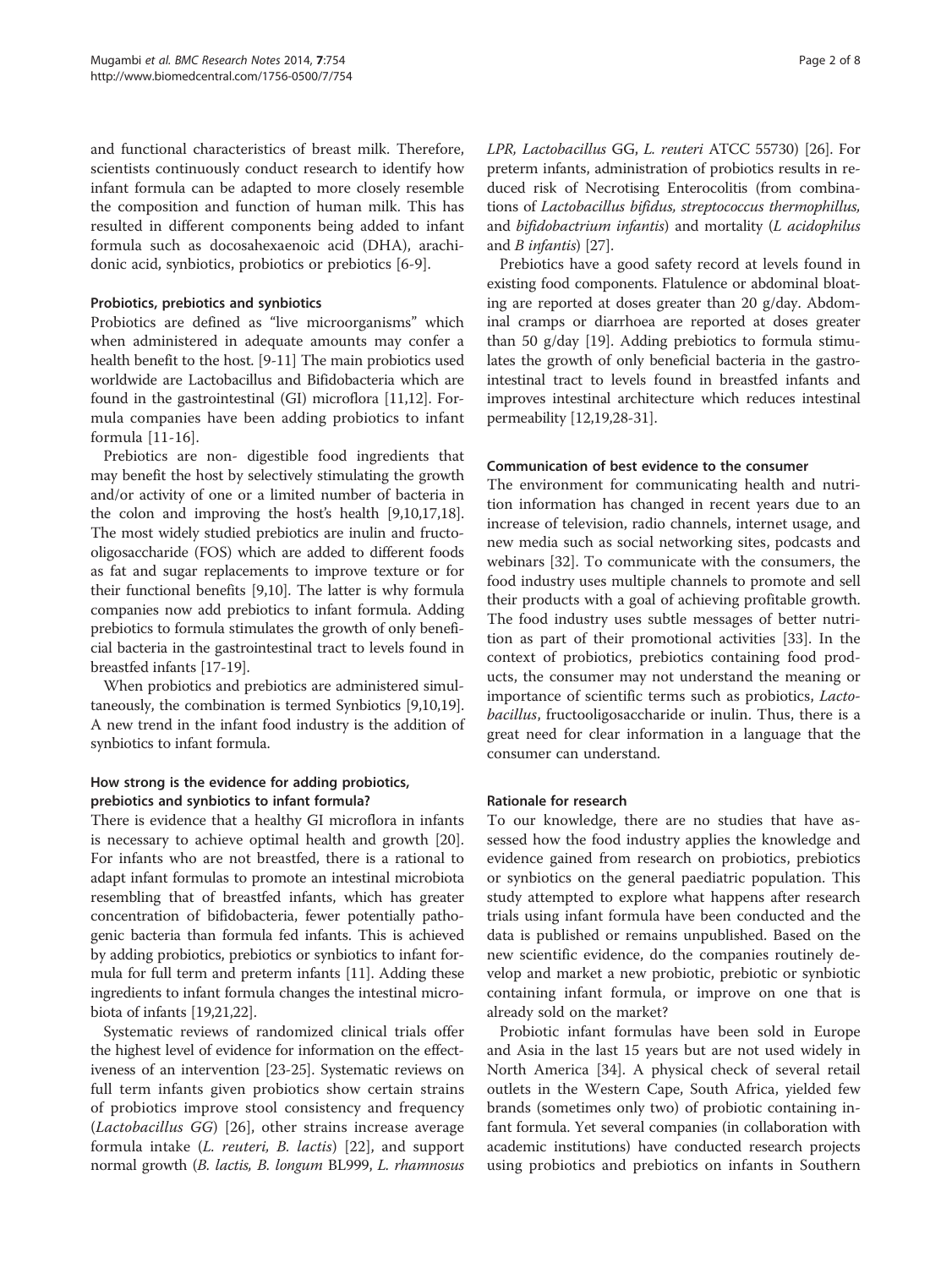and functional characteristics of breast milk. Therefore, scientists continuously conduct research to identify how infant formula can be adapted to more closely resemble the composition and function of human milk. This has resulted in different components being added to infant formula such as docosahexaenoic acid (DHA), arachidonic acid, synbiotics, probiotics or prebiotics [6-9].

### Probiotics, prebiotics and synbiotics

Probiotics are defined as "live microorganisms" which when administered in adequate amounts may confer a health benefit to the host. [9-11] The main probiotics used worldwide are Lactobacillus and Bifidobacteria which are found in the gastrointestinal (GI) microflora [11,12]. Formula companies have been adding probiotics to infant formula [11-16].

Prebiotics are non- digestible food ingredients that may benefit the host by selectively stimulating the growth and/or activity of one or a limited number of bacteria in the colon and improving the host's health [9,10,17,18]. The most widely studied prebiotics are inulin and fructooligosaccharide (FOS) which are added to different foods as fat and sugar replacements to improve texture or for their functional benefits [9,10]. The latter is why formula companies now add prebiotics to infant formula. Adding prebiotics to formula stimulates the growth of only beneficial bacteria in the gastrointestinal tract to levels found in breastfed infants [17-19].

When probiotics and prebiotics are administered simultaneously, the combination is termed Synbiotics [9,10,19]. A new trend in the infant food industry is the addition of synbiotics to infant formula.

### How strong is the evidence for adding probiotics, prebiotics and synbiotics to infant formula?

There is evidence that a healthy GI microflora in infants is necessary to achieve optimal health and growth [20]. For infants who are not breastfed, there is a rational to adapt infant formulas to promote an intestinal microbiota resembling that of breastfed infants, which has greater concentration of bifidobacteria, fewer potentially pathogenic bacteria than formula fed infants. This is achieved by adding probiotics, prebiotics or synbiotics to infant formula for full term and preterm infants [11]. Adding these ingredients to infant formula changes the intestinal microbiota of infants [19,21,22].

Systematic reviews of randomized clinical trials offer the highest level of evidence for information on the effectiveness of an intervention [23-25]. Systematic reviews on full term infants given probiotics show certain strains of probiotics improve stool consistency and frequency (*Lactobacillus GG*) [26], other strains increase average formula intake (*L. reuteri, B. lactis*) [22], and support normal growth (*B. lactis, B. longum* BL999, *L. rhamnosus LPR, Lactobacillus* GG, *L. reuteri* ATCC 55730) [26]. For preterm infants, administration of probiotics results in reduced risk of Necrotising Enterocolitis (from combinations of *Lactobacillus bifidus, streptococcus thermophillus,* and *bifidobactrium infantis*) and mortality (*L acidophilus* and *B infantis*) [27].

Prebiotics have a good safety record at levels found in existing food components. Flatulence or abdominal bloating are reported at doses greater than 20 g/day. Abdominal cramps or diarrhoea are reported at doses greater than 50 g/day [19]. Adding prebiotics to formula stimulates the growth of only beneficial bacteria in the gastrointestinal tract to levels found in breastfed infants and improves intestinal architecture which reduces intestinal permeability [12,19,28-31].

### Communication of best evidence to the consumer

The environment for communicating health and nutrition information has changed in recent years due to an increase of television, radio channels, internet usage, and new media such as social networking sites, podcasts and webinars [32]. To communicate with the consumers, the food industry uses multiple channels to promote and sell their products with a goal of achieving profitable growth. The food industry uses subtle messages of better nutrition as part of their promotional activities [33]. In the context of probiotics, prebiotics containing food products, the consumer may not understand the meaning or importance of scientific terms such as probiotics, *Lactobacillus*, fructooligosaccharide or inulin. Thus, there is a great need for clear information in a language that the consumer can understand.

### Rationale for research

To our knowledge, there are no studies that have assessed how the food industry applies the knowledge and evidence gained from research on probiotics, prebiotics or synbiotics on the general paediatric population. This study attempted to explore what happens after research trials using infant formula have been conducted and the data is published or remains unpublished. Based on the new scientific evidence, do the companies routinely develop and market a new probiotic, prebiotic or synbiotic containing infant formula, or improve on one that is already sold on the market?

Probiotic infant formulas have been sold in Europe and Asia in the last 15 years but are not used widely in North America [34]. A physical check of several retail outlets in the Western Cape, South Africa, yielded few brands (sometimes only two) of probiotic containing infant formula. Yet several companies (in collaboration with academic institutions) have conducted research projects using probiotics and prebiotics on infants in Southern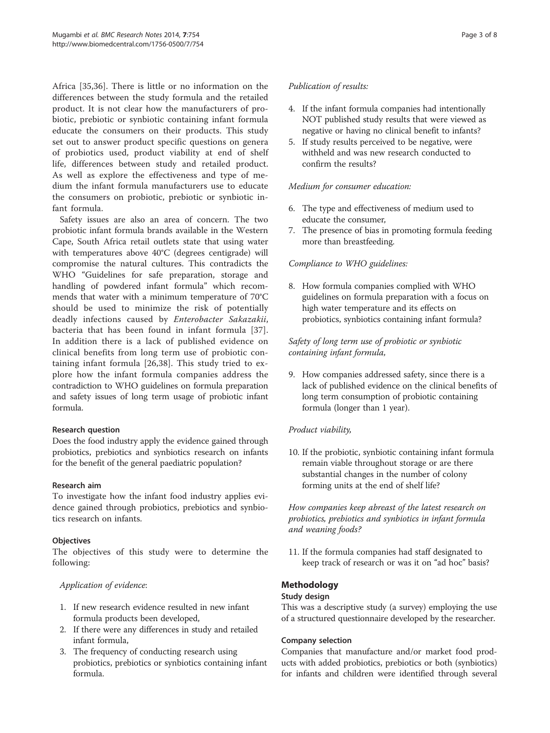Africa [35,36]. There is little or no information on the differences between the study formula and the retailed product. It is not clear how the manufacturers of probiotic, prebiotic or synbiotic containing infant formula educate the consumers on their products. This study set out to answer product specific questions on genera of probiotics used, product viability at end of shelf life, differences between study and retailed product. As well as explore the effectiveness and type of medium the infant formula manufacturers use to educate the consumers on probiotic, prebiotic or synbiotic infant formula.

Safety issues are also an area of concern. The two probiotic infant formula brands available in the Western Cape, South Africa retail outlets state that using water with temperatures above 40°C (degrees centigrade) will compromise the natural cultures. This contradicts the WHO "Guidelines for safe preparation, storage and handling of powdered infant formula" which recommends that water with a minimum temperature of 70°C should be used to minimize the risk of potentially deadly infections caused by *Enterobacter Sakazakii*, bacteria that has been found in infant formula [37]. In addition there is a lack of published evidence on clinical benefits from long term use of probiotic containing infant formula [26,38]. This study tried to explore how the infant formula companies address the contradiction to WHO guidelines on formula preparation and safety issues of long term usage of probiotic infant formula.

### Research question

Does the food industry apply the evidence gained through probiotics, prebiotics and synbiotics research on infants for the benefit of the general paediatric population?

### Research aim

To investigate how the infant food industry applies evidence gained through probiotics, prebiotics and synbiotics research on infants.

### Objectives

The objectives of this study were to determine the following:

*Application of evidence*:

1. If new research evidence resulted in new infant formula products been developed,
2. If there were any differences in study and retailed infant formula,
3. The frequency of conducting research using probiotics, prebiotics or synbiotics containing infant formula.

*Publication of results:*

4. If the infant formula companies had intentionally NOT published study results that were viewed as negative or having no clinical benefit to infants?
5. If study results perceived to be negative, were withheld and was new research conducted to confirm the results?

*Medium for consumer education:*

6. The type and effectiveness of medium used to educate the consumer,
7. The presence of bias in promoting formula feeding more than breastfeeding.

*Compliance to WHO guidelines:*

8. How formula companies complied with WHO guidelines on formula preparation with a focus on high water temperature and its effects on probiotics, synbiotics containing infant formula?

*Safety of long term use of probiotic or synbiotic containing infant formula,*

9. How companies addressed safety, since there is a lack of published evidence on the clinical benefits of long term consumption of probiotic containing formula (longer than 1 year).

*Product viability,*

10. If the probiotic, synbiotic containing infant formula remain viable throughout storage or are there substantial changes in the number of colony forming units at the end of shelf life?

*How companies keep abreast of the latest research on probiotics, prebiotics and synbiotics in infant formula and weaning foods?*

11. If the formula companies had staff designated to keep track of research or was it on "ad hoc" basis?

## Methodology

### Study design

This was a descriptive study (a survey) employing the use of a structured questionnaire developed by the researcher.

### Company selection

Companies that manufacture and/or market food products with added probiotics, prebiotics or both (synbiotics) for infants and children were identified through several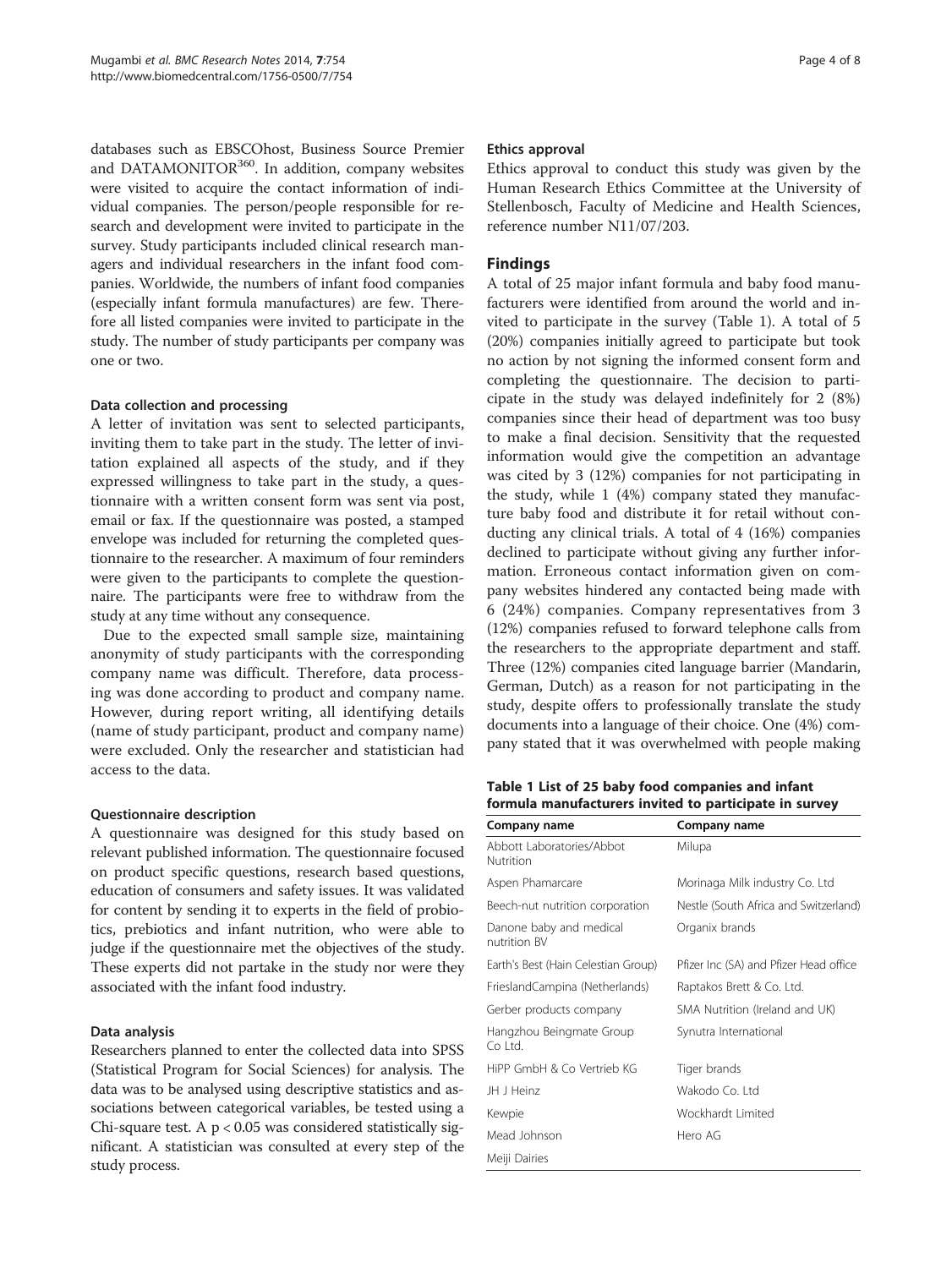databases such as EBSCOhost, Business Source Premier and DATAMONITOR[360]. In addition, company websites were visited to acquire the contact information of individual companies. The person/people responsible for research and development were invited to participate in the survey. Study participants included clinical research managers and individual researchers in the infant food companies. Worldwide, the numbers of infant food companies (especially infant formula manufactures) are few. Therefore all listed companies were invited to participate in the study. The number of study participants per company was one or two.

### Data collection and processing

A letter of invitation was sent to selected participants, inviting them to take part in the study. The letter of invitation explained all aspects of the study, and if they expressed willingness to take part in the study, a questionnaire with a written consent form was sent via post, email or fax. If the questionnaire was posted, a stamped envelope was included for returning the completed questionnaire to the researcher. A maximum of four reminders were given to the participants to complete the questionnaire. The participants were free to withdraw from the study at any time without any consequence.

Due to the expected small sample size, maintaining anonymity of study participants with the corresponding company name was difficult. Therefore, data processing was done according to product and company name. However, during report writing, all identifying details (name of study participant, product and company name) were excluded. Only the researcher and statistician had access to the data.

### Questionnaire description

A questionnaire was designed for this study based on relevant published information. The questionnaire focused on product specific questions, research based questions, education of consumers and safety issues. It was validated for content by sending it to experts in the field of probiotics, prebiotics and infant nutrition, who were able to judge if the questionnaire met the objectives of the study. These experts did not partake in the study nor were they associated with the infant food industry.

### Data analysis

Researchers planned to enter the collected data into SPSS (Statistical Program for Social Sciences) for analysis. The data was to be analysed using descriptive statistics and associations between categorical variables, be tested using a Chi-square test. A $p < 0.05$ was considered statistically significant. A statistician was consulted at every step of the study process.

### Ethics approval

Ethics approval to conduct this study was given by the Human Research Ethics Committee at the University of Stellenbosch, Faculty of Medicine and Health Sciences, reference number N11/07/203.

## Findings

A total of 25 major infant formula and baby food manufacturers were identified from around the world and invited to participate in the survey (Table 1). A total of 5 (20%) companies initially agreed to participate but took no action by not signing the informed consent form and completing the questionnaire. The decision to participate in the study was delayed indefinitely for 2 (8%) companies since their head of department was too busy to make a final decision. Sensitivity that the requested information would give the competition an advantage was cited by 3 (12%) companies for not participating in the study, while 1 (4%) company stated they manufacture baby food and distribute it for retail without conducting any clinical trials. A total of 4 (16%) companies declined to participate without giving any further information. Erroneous contact information given on company websites hindered any contacted being made with 6 (24%) companies. Company representatives from 3 (12%) companies refused to forward telephone calls from the researchers to the appropriate department and staff. Three (12%) companies cited language barrier (Mandarin, German, Dutch) as a reason for not participating in the study, despite offers to professionally translate the study documents into a language of their choice. One (4%) company stated that it was overwhelmed with people making

**Table 1 List of 25 baby food companies and infant formula manufacturers invited to participate in survey**

| Company name | Company name |
|---|---|
| Abbott Laboratories/Abbot Nutrition | Milupa |
| Aspen Phamarcare | Morinaga Milk industry Co. Ltd |
| Beech-nut nutrition corporation | Nestle (South Africa and Switzerland) |
| Danone baby and medical nutrition BV | Organix brands |
| Earth's Best (Hain Celestian Group) | Pfizer Inc (SA) and Pfizer Head office |
| FrieslandCampina (Netherlands) | Raptakos Brett & Co. Ltd. |
| Gerber products company | SMA Nutrition (Ireland and UK) |
| Hangzhou Beingmate Group Co Ltd. | Synutra International |
| HiPP GmbH & Co Vertrieb KG | Tiger brands |
| JH J Heinz | Wakodo Co. Ltd |
| Kewpie | Wockhardt Limited |
| Mead Johnson | Hero AG |
| Meiji Dairies | |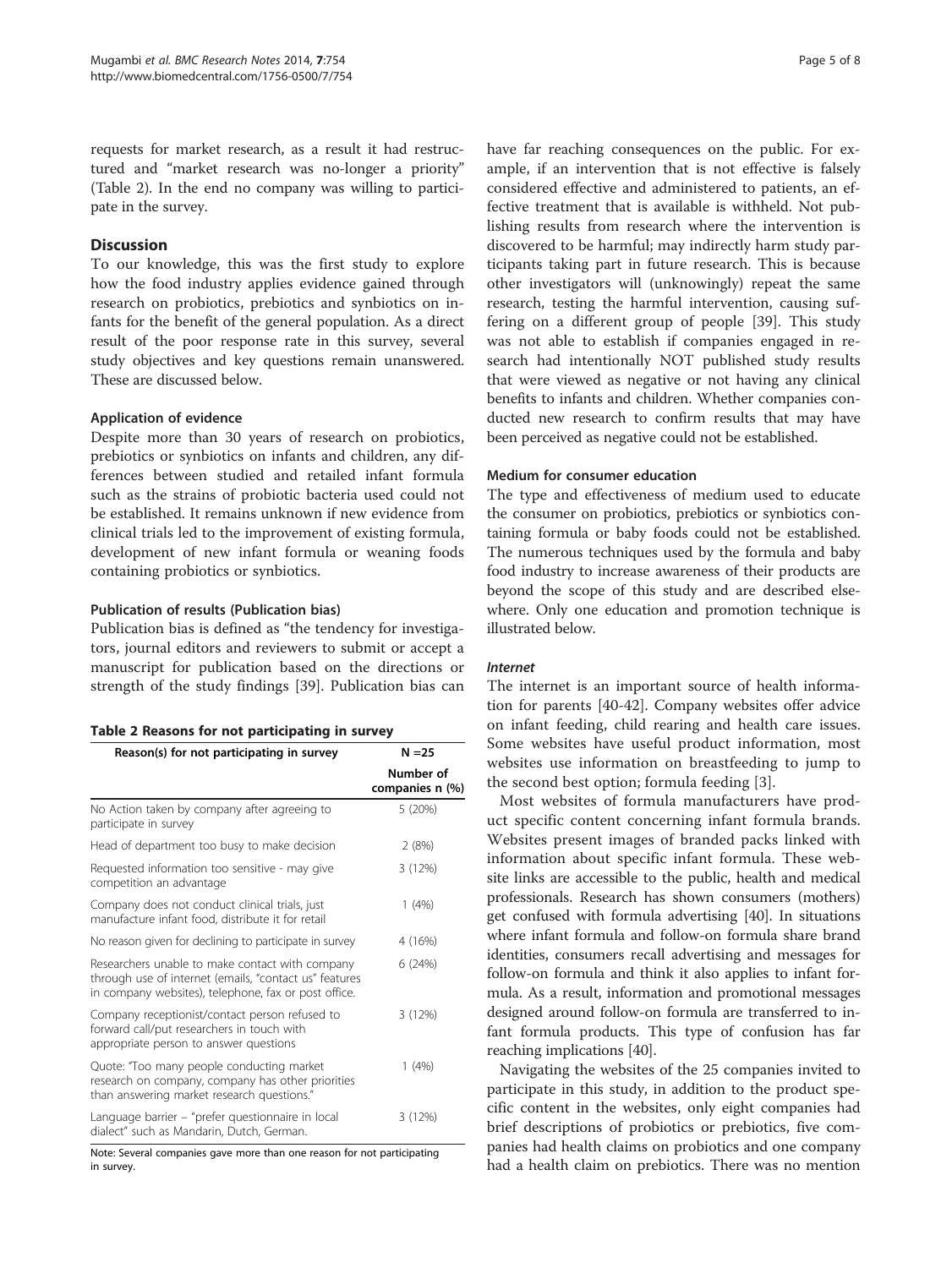requests for market research, as a result it had restructured and "market research was no-longer a priority" (Table 2). In the end no company was willing to participate in the survey.

## Discussion

To our knowledge, this was the first study to explore how the food industry applies evidence gained through research on probiotics, prebiotics and synbiotics on infants for the benefit of the general population. As a direct result of the poor response rate in this survey, several study objectives and key questions remain unanswered. These are discussed below.

### Application of evidence

Despite more than 30 years of research on probiotics, prebiotics or synbiotics on infants and children, any differences between studied and retailed infant formula such as the strains of probiotic bacteria used could not be established. It remains unknown if new evidence from clinical trials led to the improvement of existing formula, development of new infant formula or weaning foods containing probiotics or synbiotics.

### Publication of results (Publication bias)

Publication bias is defined as "the tendency for investigators, journal editors and reviewers to submit or accept a manuscript for publication based on the directions or strength of the study findings [39]. Publication bias can have far reaching consequences on the public. For example, if an intervention that is not effective is falsely considered effective and administered to patients, an effective treatment that is available is withheld. Not publishing results from research where the intervention is discovered to be harmful; may indirectly harm study participants taking part in future research. This is because other investigators will (unknowingly) repeat the same research, testing the harmful intervention, causing suffering on a different group of people [39]. This study was not able to establish if companies engaged in research had intentionally NOT published study results that were viewed as negative or not having any clinical benefits to infants and children. Whether companies conducted new research to confirm results that may have been perceived as negative could not be established.

**Table 2 Reasons for not participating in survey**

| Reason(s) for not participating in survey | N =25 |
|---|---|
| | Number of companies n (%) |
| No Action taken by company after agreeing to participate in survey | 5 (20%) |
| Head of department too busy to make decision | 2 (8%) |
| Requested information too sensitive - may give competition an advantage | 3 (12%) |
| Company does not conduct clinical trials, just manufacture infant food, distribute it for retail | 1 (4%) |
| No reason given for declining to participate in survey | 4 (16%) |
| Researchers unable to make contact with company through use of internet (emails, "contact us" features in company websites), telephone, fax or post office. | 6 (24%) |
| Company receptionist/contact person refused to forward call/put researchers in touch with appropriate person to answer questions | 3 (12%) |
| Quote: "Too many people conducting market research on company, company has other priorities than answering market research questions." | 1 (4%) |
| Language barrier – "prefer questionnaire in local dialect" such as Mandarin, Dutch, German. | 3 (12%) |

Note: Several companies gave more than one reason for not participating in survey.

### Medium for consumer education

The type and effectiveness of medium used to educate the consumer on probiotics, prebiotics or synbiotics containing formula or baby foods could not be established. The numerous techniques used by the formula and baby food industry to increase awareness of their products are beyond the scope of this study and are described elsewhere. Only one education and promotion technique is illustrated below.

#### *Internet*

The internet is an important source of health information for parents [40-42]. Company websites offer advice on infant feeding, child rearing and health care issues. Some websites have useful product information, most websites use information on breastfeeding to jump to the second best option; formula feeding [3].

Most websites of formula manufacturers have product specific content concerning infant formula brands. Websites present images of branded packs linked with information about specific infant formula. These website links are accessible to the public, health and medical professionals. Research has shown consumers (mothers) get confused with formula advertising [40]. In situations where infant formula and follow-on formula share brand identities, consumers recall advertising and messages for follow-on formula and think it also applies to infant formula. As a result, information and promotional messages designed around follow-on formula are transferred to infant formula products. This type of confusion has far reaching implications [40].

Navigating the websites of the 25 companies invited to participate in this study, in addition to the product specific content in the websites, only eight companies had brief descriptions of probiotics or prebiotics, five companies had health claims on probiotics and one company had a health claim on prebiotics. There was no mention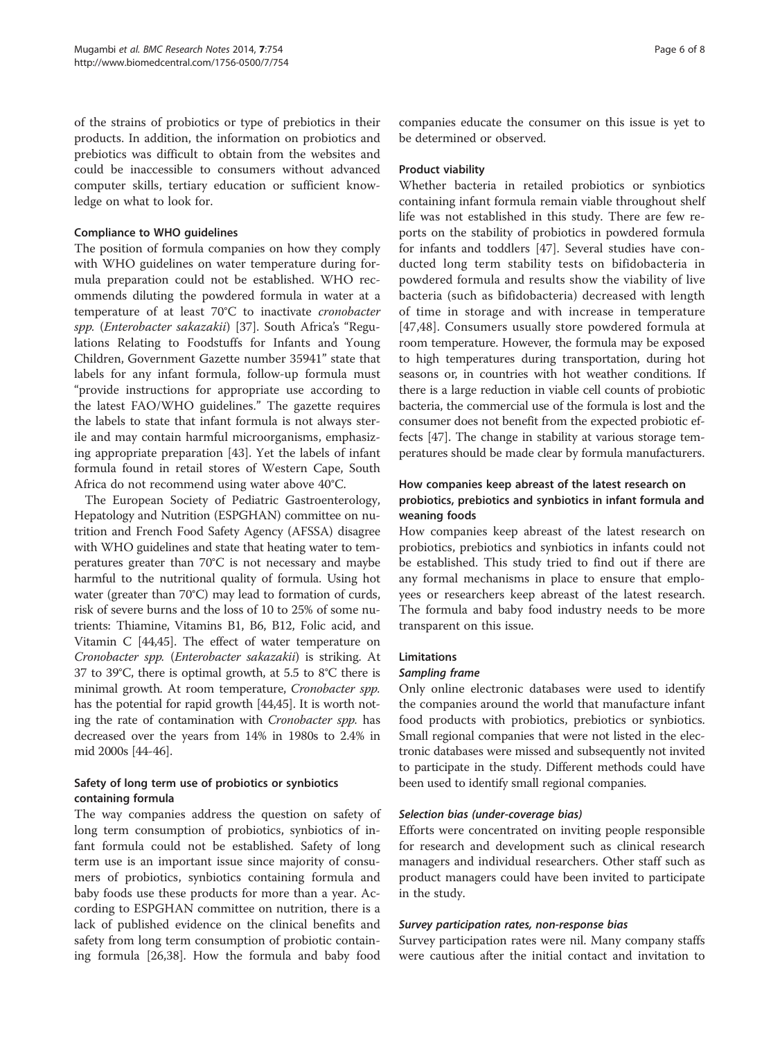of the strains of probiotics or type of prebiotics in their products. In addition, the information on probiotics and prebiotics was difficult to obtain from the websites and could be inaccessible to consumers without advanced computer skills, tertiary education or sufficient knowledge on what to look for.

### Compliance to WHO guidelines

The position of formula companies on how they comply with WHO guidelines on water temperature during formula preparation could not be established. WHO recommends diluting the powdered formula in water at a temperature of at least 70°C to inactivate *cronobacter spp.* (*Enterobacter sakazakii*) [37]. South Africa's "Regulations Relating to Foodstuffs for Infants and Young Children, Government Gazette number 35941" state that labels for any infant formula, follow-up formula must "provide instructions for appropriate use according to the latest FAO/WHO guidelines." The gazette requires the labels to state that infant formula is not always sterile and may contain harmful microorganisms, emphasizing appropriate preparation [43]. Yet the labels of infant formula found in retail stores of Western Cape, South Africa do not recommend using water above 40°C.

The European Society of Pediatric Gastroenterology, Hepatology and Nutrition (ESPGHAN) committee on nutrition and French Food Safety Agency (AFSSA) disagree with WHO guidelines and state that heating water to temperatures greater than 70°C is not necessary and maybe harmful to the nutritional quality of formula. Using hot water (greater than 70°C) may lead to formation of curds, risk of severe burns and the loss of 10 to 25% of some nutrients: Thiamine, Vitamins B1, B6, B12, Folic acid, and Vitamin C [44,45]. The effect of water temperature on *Cronobacter spp.* (*Enterobacter sakazakii*) is striking. At 37 to 39°C, there is optimal growth, at 5.5 to 8°C there is minimal growth. At room temperature, *Cronobacter spp.* has the potential for rapid growth [44,45]. It is worth noting the rate of contamination with *Cronobacter spp.* has decreased over the years from 14% in 1980s to 2.4% in mid 2000s [44-46].

### Safety of long term use of probiotics or synbiotics containing formula

The way companies address the question on safety of long term consumption of probiotics, synbiotics of infant formula could not be established. Safety of long term use is an important issue since majority of consumers of probiotics, synbiotics containing formula and baby foods use these products for more than a year. According to ESPGHAN committee on nutrition, there is a lack of published evidence on the clinical benefits and safety from long term consumption of probiotic containing formula [26,38]. How the formula and baby food companies educate the consumer on this issue is yet to be determined or observed.

### Product viability

Whether bacteria in retailed probiotics or synbiotics containing infant formula remain viable throughout shelf life was not established in this study. There are few reports on the stability of probiotics in powdered formula for infants and toddlers [47]. Several studies have conducted long term stability tests on bifidobacteria in powdered formula and results show the viability of live bacteria (such as bifidobacteria) decreased with length of time in storage and with increase in temperature [47,48]. Consumers usually store powdered formula at room temperature. However, the formula may be exposed to high temperatures during transportation, during hot seasons or, in countries with hot weather conditions. If there is a large reduction in viable cell counts of probiotic bacteria, the commercial use of the formula is lost and the consumer does not benefit from the expected probiotic effects [47]. The change in stability at various storage temperatures should be made clear by formula manufacturers.

### How companies keep abreast of the latest research on probiotics, prebiotics and synbiotics in infant formula and weaning foods

How companies keep abreast of the latest research on probiotics, prebiotics and synbiotics in infants could not be established. This study tried to find out if there are any formal mechanisms in place to ensure that employees or researchers keep abreast of the latest research. The formula and baby food industry needs to be more transparent on this issue.

### Limitations

#### *Sampling frame*

Only online electronic databases were used to identify the companies around the world that manufacture infant food products with probiotics, prebiotics or synbiotics. Small regional companies that were not listed in the electronic databases were missed and subsequently not invited to participate in the study. Different methods could have been used to identify small regional companies.

#### *Selection bias (under-coverage bias)*

Efforts were concentrated on inviting people responsible for research and development such as clinical research managers and individual researchers. Other staff such as product managers could have been invited to participate in the study.

#### *Survey participation rates, non-response bias*

Survey participation rates were nil. Many company staffs were cautious after the initial contact and invitation to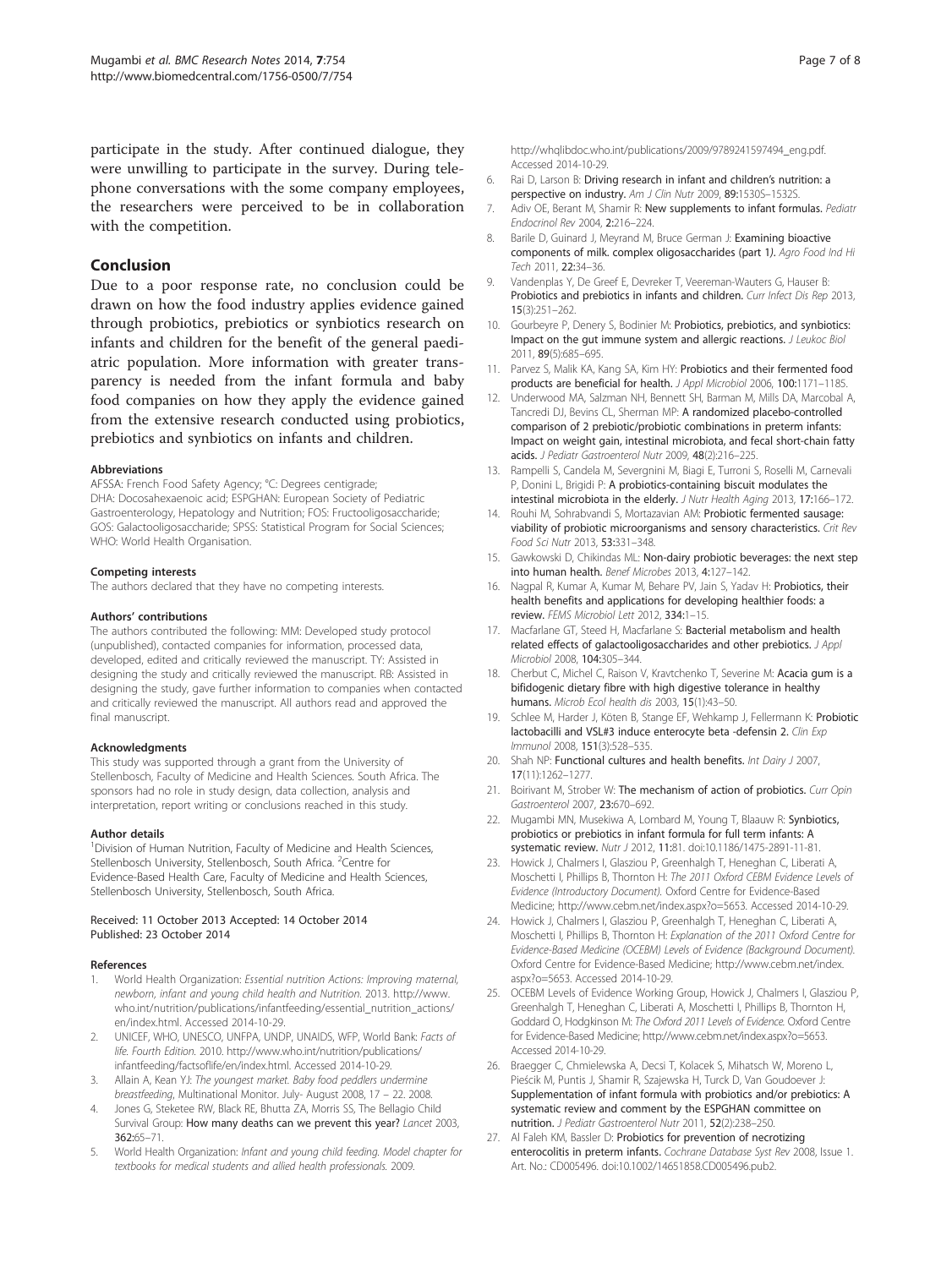participate in the study. After continued dialogue, they were unwilling to participate in the survey. During telephone conversations with the some company employees, the researchers were perceived to be in collaboration with the competition.

## Conclusion

Due to a poor response rate, no conclusion could be drawn on how the food industry applies evidence gained through probiotics, prebiotics or synbiotics research on infants and children for the benefit of the general paediatric population. More information with greater transparency is needed from the infant formula and baby food companies on how they apply the evidence gained from the extensive research conducted using probiotics, prebiotics and synbiotics on infants and children.

#### Abbreviations

AFSSA: French Food Safety Agency; °C: Degrees centigrade; DHA: Docosahexaenoic acid; ESPGHAN: European Society of Pediatric Gastroenterology, Hepatology and Nutrition; FOS: Fructooligosaccharide; GOS: Galactooligosaccharide; SPSS: Statistical Program for Social Sciences; WHO: World Health Organisation.

#### Competing interests

The authors declared that they have no competing interests.

#### Authors' contributions

The authors contributed the following: MM: Developed study protocol (unpublished), contacted companies for information, processed data, developed, edited and critically reviewed the manuscript. TY: Assisted in designing the study and critically reviewed the manuscript. RB: Assisted in designing the study, gave further information to companies when contacted and critically reviewed the manuscript. All authors read and approved the final manuscript.

#### Acknowledgments

This study was supported through a grant from the University of Stellenbosch, Faculty of Medicine and Health Sciences. South Africa. The sponsors had no role in study design, data collection, analysis and interpretation, report writing or conclusions reached in this study.

#### Author details

[1]Division of Human Nutrition, Faculty of Medicine and Health Sciences, Stellenbosch University, Stellenbosch, South Africa. [2]Centre for Evidence-Based Health Care, Faculty of Medicine and Health Sciences, Stellenbosch University, Stellenbosch, South Africa.

Received: 11 October 2013 Accepted: 14 October 2014
Published: 23 October 2014

#### References

1. World Health Organization: *Essential nutrition Actions: Improving maternal, newborn, infant and young child health and Nutrition.* 2013. http://www.who.int/nutrition/publications/infantfeeding/essential_nutrition_actions/en/index.html. Accessed 2014-10-29.
2. UNICEF, WHO, UNESCO, UNFPA, UNDP, UNAIDS, WFP, World Bank: *Facts of life. Fourth Edition.* 2010. http://www.who.int/nutrition/publications/infantfeeding/factsoflife/en/index.html. Accessed 2014-10-29.
3. Allain A, Kean YJ: *The youngest market. Baby food peddlers undermine breastfeeding*, Multinational Monitor. July- August 2008, 17 – 22. 2008.
4. Jones G, Steketee RW, Black RE, Bhutta ZA, Morris SS, The Bellagio Child Survival Group: **How many deaths can we prevent this year?** *Lancet* 2003, **362:**65–71.
5. World Health Organization: *Infant and young child feeding. Model chapter for textbooks for medical students and allied health professionals.* 2009. http://whqlibdoc.who.int/publications/2009/9789241597494_eng.pdf. Accessed 2014-10-29.
6. Rai D, Larson B: **Driving research in infant and children's nutrition: a perspective on industry.** *Am J Clin Nutr* 2009, **89:**1530S–1532S.
7. Adiv OE, Berant M, Shamir R: **New supplements to infant formulas.** *Pediatr Endocrinol Rev* 2004, **2:**216–224.
8. Barile D, Guinard J, Meyrand M, Bruce German J: **Examining bioactive components of milk. complex oligosaccharides (part 1).** *Agro Food Ind Hi Tech* 2011, **22:**34–36.
9. Vandenplas Y, De Greef E, Devreker T, Veereman-Wauters G, Hauser B: **Probiotics and prebiotics in infants and children.** *Curr Infect Dis Rep* 2013, **15**(3):251–262.
10. Gourbeyre P, Denery S, Bodinier M: **Probiotics, prebiotics, and synbiotics: Impact on the gut immune system and allergic reactions.** *J Leukoc Biol* 2011, **89**(5):685–695.
11. Parvez S, Malik KA, Kang SA, Kim HY: **Probiotics and their fermented food products are beneficial for health.** *J Appl Microbiol* 2006, **100:**1171–1185.
12. Underwood MA, Salzman NH, Bennett SH, Barman M, Mills DA, Marcobal A, Tancredi DJ, Bevins CL, Sherman MP: **A randomized placebo-controlled comparison of 2 prebiotic/probiotic combinations in preterm infants: Impact on weight gain, intestinal microbiota, and fecal short-chain fatty acids.** *J Pediatr Gastroenterol Nutr* 2009, **48**(2):216–225.
13. Rampelli S, Candela M, Severgnini M, Biagi E, Turroni S, Roselli M, Carnevali P, Donini L, Brigidi P: **A probiotics-containing biscuit modulates the intestinal microbiota in the elderly.** *J Nutr Health Aging* 2013, **17:**166–172.
14. Rouhi M, Sohrabvandi S, Mortazavian AM: **Probiotic fermented sausage: viability of probiotic microorganisms and sensory characteristics.** *Crit Rev Food Sci Nutr* 2013, **53:**331–348.
15. Gawkowski D, Chikindas ML: **Non-dairy probiotic beverages: the next step into human health.** *Benef Microbes* 2013, **4:**127–142.
16. Nagpal R, Kumar A, Kumar M, Behare PV, Jain S, Yadav H: **Probiotics, their health benefits and applications for developing healthier foods: a review.** *FEMS Microbiol Lett* 2012, **334:**1–15.
17. Macfarlane GT, Steed H, Macfarlane S: **Bacterial metabolism and health related effects of galactooligosaccharides and other prebiotics.** *J Appl Microbiol* 2008, **104:**305–344.
18. Cherbut C, Michel C, Raison V, Kravtchenko T, Severine M: **Acacia gum is a bifidogenic dietary fibre with high digestive tolerance in healthy humans.** *Microb Ecol health dis* 2003, **15**(1):43–50.
19. Schlee M, Harder J, Köten B, Stange EF, Wehkamp J, Fellermann K: **Probiotic lactobacilli and VSL#3 induce enterocyte beta -defensin 2.** *Clin Exp Immunol* 2008, **151**(3):528–535.
20. Shah NP: **Functional cultures and health benefits.** *Int Dairy J* 2007, **17**(11):1262–1277.
21. Boirivant M, Strober W: **The mechanism of action of probiotics.** *Curr Opin Gastroenterol* 2007, **23:**670–692.
22. Mugambi MN, Musekiwa A, Lombard M, Young T, Blaauw R: **Synbiotics, probiotics or prebiotics in infant formula for full term infants: A systematic review.** *Nutr J* 2012, **11:**81. doi:10.1186/1475-2891-11-81.
23. Howick J, Chalmers I, Glasziou P, Greenhalgh T, Heneghan C, Liberati A, Moschetti I, Phillips B, Thornton H: *The 2011 Oxford CEBM Evidence Levels of Evidence (Introductory Document).* Oxford Centre for Evidence-Based Medicine; http://www.cebm.net/index.aspx?o=5653. Accessed 2014-10-29.
24. Howick J, Chalmers I, Glasziou P, Greenhalgh T, Heneghan C, Liberati A, Moschetti I, Phillips B, Thornton H: *Explanation of the 2011 Oxford Centre for Evidence-Based Medicine (OCEBM) Levels of Evidence (Background Document).* Oxford Centre for Evidence-Based Medicine; http://www.cebm.net/index.aspx?o=5653. Accessed 2014-10-29.
25. OCEBM Levels of Evidence Working Group, Howick J, Chalmers I, Glasziou P, Greenhalgh T, Heneghan C, Liberati A, Moschetti I, Phillips B, Thornton H, Goddard O, Hodgkinson M: *The Oxford 2011 Levels of Evidence.* Oxford Centre for Evidence-Based Medicine; http://www.cebm.net/index.aspx?o=5653. Accessed 2014-10-29.
26. Braegger C, Chmielewska A, Decsi T, Kolacek S, Mihatsch W, Moreno L, Pieścik M, Puntis J, Shamir R, Szajewska H, Turck D, Van Goudoever J: **Supplementation of infant formula with probiotics and/or prebiotics: A systematic review and comment by the ESPGHAN committee on nutrition.** *J Pediatr Gastroenterol Nutr* 2011, **52**(2):238–250.
27. Al Faleh KM, Bassler D: **Probiotics for prevention of necrotizing enterocolitis in preterm infants.** *Cochrane Database Syst Rev* 2008, Issue 1. Art. No.: CD005496. doi:10.1002/14651858.CD005496.pub2.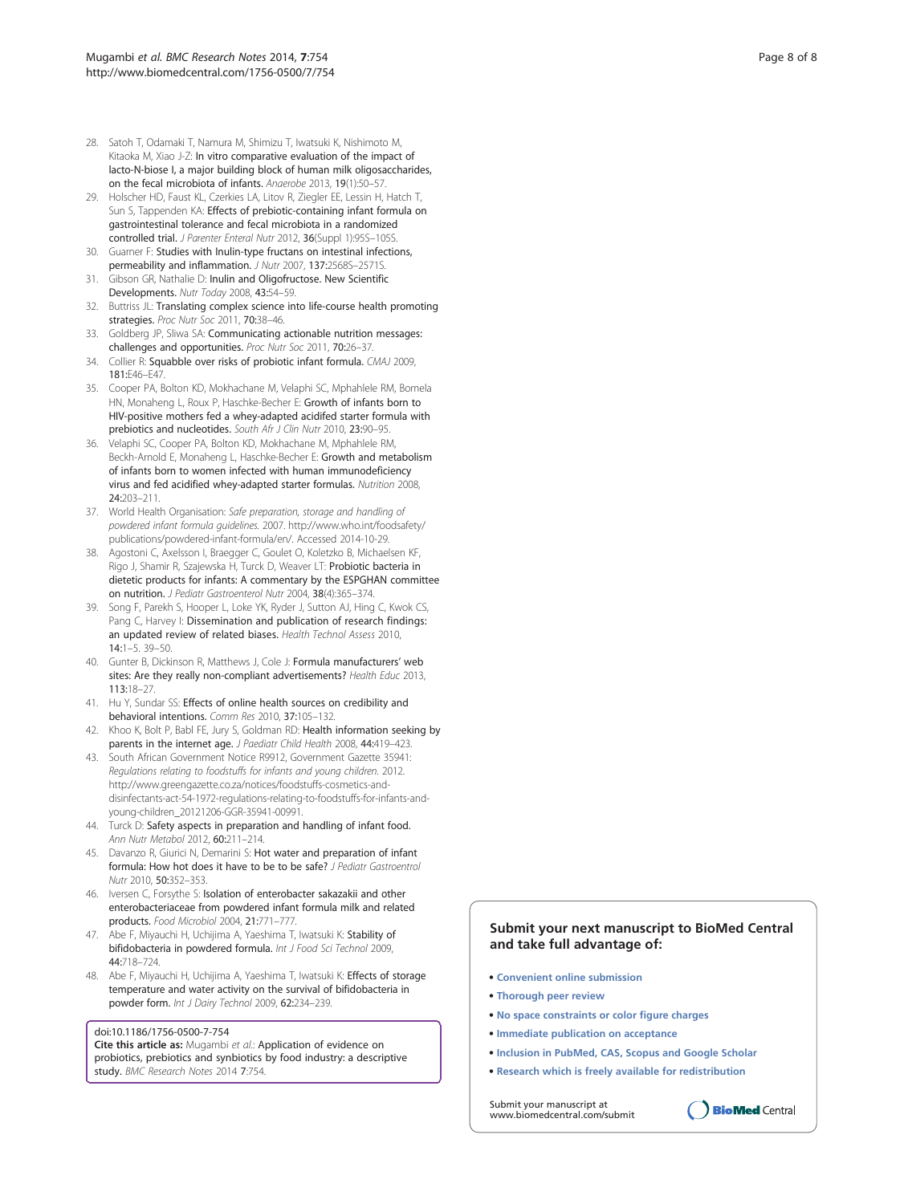28. Satoh T, Odamaki T, Namura M, Shimizu T, Iwatsuki K, Nishimoto M, Kitaoka M, Xiao J-Z: In vitro comparative evaluation of the impact of lacto-N-biose I, a major building block of human milk oligosaccharides, on the fecal microbiota of infants. *Anaerobe* 2013, 19(1):50–57.
29. Holscher HD, Faust KL, Czerkies LA, Litov R, Ziegler EE, Lessin H, Hatch T, Sun S, Tappenden KA: Effects of prebiotic-containing infant formula on gastrointestinal tolerance and fecal microbiota in a randomized controlled trial. *J Parenter Enteral Nutr* 2012, 36(Suppl 1):95S–105S.
30. Guarner F: Studies with Inulin-type fructans on intestinal infections, permeability and inflammation. *J Nutr* 2007, 137:2568S–2571S.
31. Gibson GR, Nathalie D: Inulin and Oligofructose. New Scientific Developments. *Nutr Today* 2008, 43:54–59.
32. Buttriss JL: Translating complex science into life-course health promoting strategies. *Proc Nutr Soc* 2011, 70:38–46.
33. Goldberg JP, Sliwa SA: Communicating actionable nutrition messages: challenges and opportunities. *Proc Nutr Soc* 2011, 70:26–37.
34. Collier R: Squabble over risks of probiotic infant formula. *CMAJ* 2009, 181:E46–E47.
35. Cooper PA, Bolton KD, Mokhachane M, Velaphi SC, Mphahlele RM, Bomela HN, Monaheng L, Roux P, Haschke-Becher E: Growth of infants born to HIV-positive mothers fed a whey-adapted acidifed starter formula with prebiotics and nucleotides. *South Afr J Clin Nutr* 2010, 23:90–95.
36. Velaphi SC, Cooper PA, Bolton KD, Mokhachane M, Mphahlele RM, Beckh-Arnold E, Monaheng L, Haschke-Becher E: Growth and metabolism of infants born to women infected with human immunodeficiency virus and fed acidified whey-adapted starter formulas. *Nutrition* 2008, 24:203–211.
37. World Health Organisation: *Safe preparation, storage and handling of powdered infant formula guidelines.* 2007. http://www.who.int/foodsafety/publications/powdered-infant-formula/en/. Accessed 2014-10-29.
38. Agostoni C, Axelsson I, Braegger C, Goulet O, Koletzko B, Michaelsen KF, Rigo J, Shamir R, Szajewska H, Turck D, Weaver LT: Probiotic bacteria in dietetic products for infants: A commentary by the ESPGHAN committee on nutrition. *J Pediatr Gastroenterol Nutr* 2004, 38(4):365–374.
39. Song F, Parekh S, Hooper L, Loke YK, Ryder J, Sutton AJ, Hing C, Kwok CS, Pang C, Harvey I: Dissemination and publication of research findings: an updated review of related biases. *Health Technol Assess* 2010, 14:1–5. 39–50.
40. Gunter B, Dickinson R, Matthews J, Cole J: Formula manufacturers' web sites: Are they really non-compliant advertisements? *Health Educ* 2013, 113:18–27.
41. Hu Y, Sundar SS: Effects of online health sources on credibility and behavioral intentions. *Comm Res* 2010, 37:105–132.
42. Khoo K, Bolt P, Babl FE, Jury S, Goldman RD: Health information seeking by parents in the internet age. *J Paediatr Child Health* 2008, 44:419–423.
43. South African Government Notice R9912, Government Gazette 35941: *Regulations relating to foodstuffs for infants and young children.* 2012. http://www.greengazette.co.za/notices/foodstuffs-cosmetics-and-disinfectants-act-54-1972-regulations-relating-to-foodstuffs-for-infants-and-young-children_20121206-GGR-35941-00991.
44. Turck D: Safety aspects in preparation and handling of infant food. *Ann Nutr Metabol* 2012, 60:211–214.
45. Davanzo R, Giurici N, Demarini S: Hot water and preparation of infant formula: How hot does it have to be to be safe? *J Pediatr Gastroentrol Nutr* 2010, 50:352–353.
46. Iversen C, Forsythe S: Isolation of enterobacter sakazakii and other enterobacteriaceae from powdered infant formula milk and related products. *Food Microbiol* 2004, 21:771–777.
47. Abe F, Miyauchi H, Uchijima A, Yaeshima T, Iwatsuki K: Stability of bifidobacteria in powdered formula. *Int J Food Sci Technol* 2009, 44:718–724.
48. Abe F, Miyauchi H, Uchijima A, Yaeshima T, Iwatsuki K: Effects of storage temperature and water activity on the survival of bifidobacteria in powder form. *Int J Dairy Technol* 2009, 62:234–239.

doi:10.1186/1756-0500-7-754
**Cite this article as:** Mugambi *et al.*: Application of evidence on probiotics, prebiotics and synbiotics by food industry: a descriptive study. *BMC Research Notes* 2014 7:754.

**Submit your next manuscript to BioMed Central and take full advantage of:**

- Convenient online submission
- Thorough peer review
- No space constraints or color figure charges
- Immediate publication on acceptance
- Inclusion in PubMed, CAS, Scopus and Google Scholar
- Research which is freely available for redistribution

Submit your manuscript at
www.biomedcentral.com/submit

BioMed Central